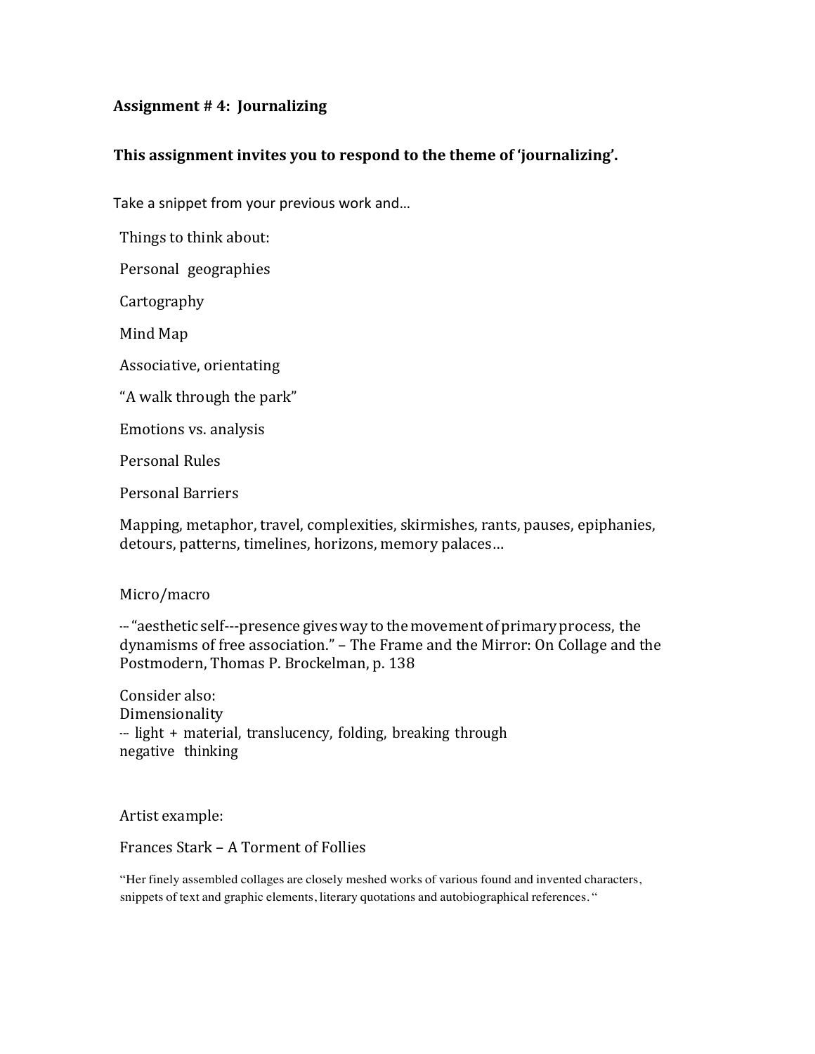**Assignment # 4: Journalizing**

**This assignment invites you to respond to the theme of 'journalizing'.**

Take a snippet from your previous work and…

Things to think about:

Personal geographies

Cartography

Mind Map

Associative, orientating

"A walk through the park"

Emotions vs. analysis

Personal Rules

Personal Barriers

Mapping, metaphor, travel, complexities, skirmishes, rants, pauses, epiphanies, detours, patterns, timelines, horizons, memory palaces…

Micro/macro

--- "aesthetic self---presence gives way to the movement of primary process, the dynamisms of free association." – The Frame and the Mirror: On Collage and the Postmodern, Thomas P. Brockelman, p. 138

Consider also:
Dimensionality
--- light + material, translucency, folding, breaking through
negative thinking

Artist example:

Frances Stark – A Torment of Follies

"Her finely assembled collages are closely meshed works of various found and invented characters, snippets of text and graphic elements, literary quotations and autobiographical references. "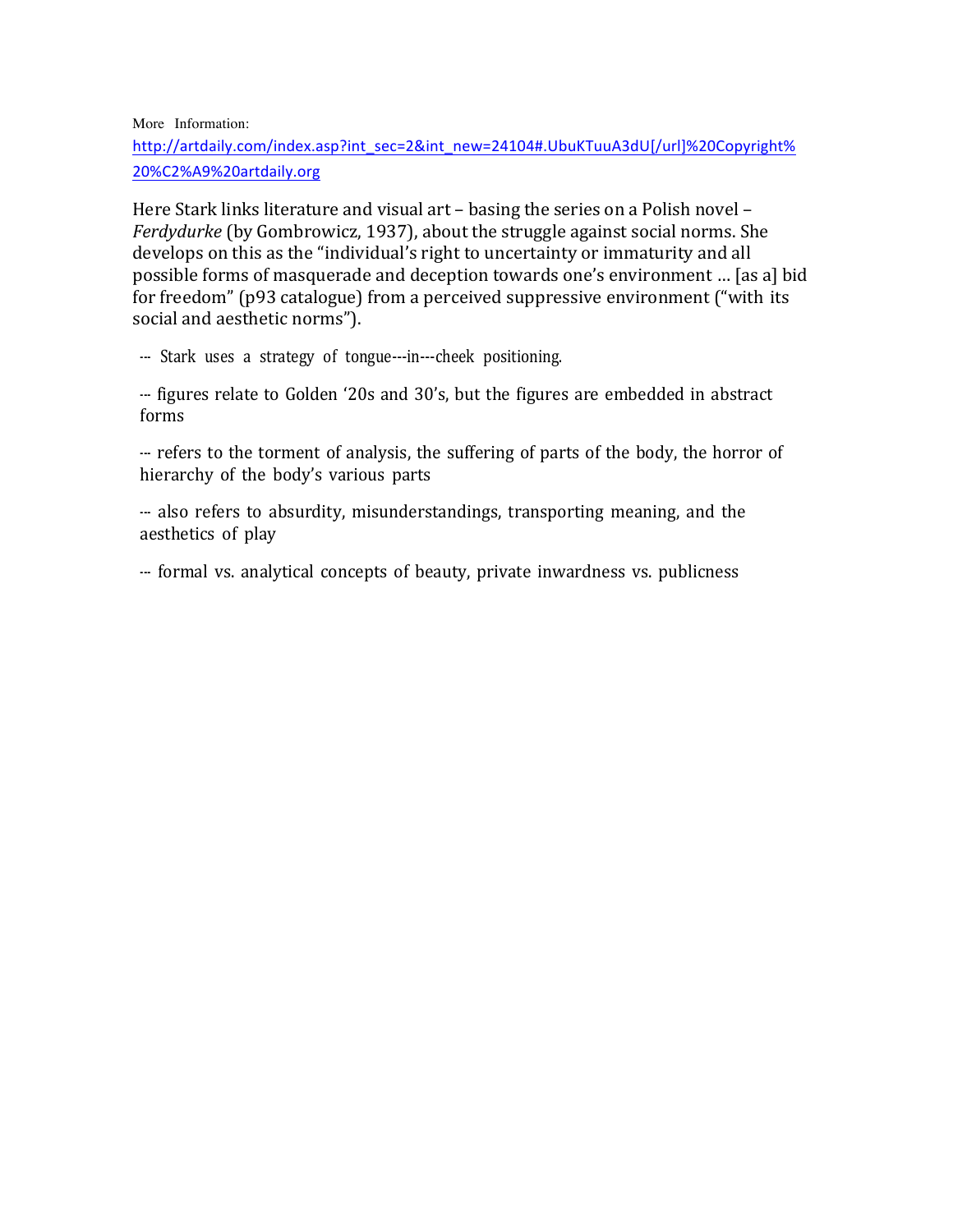More Information:

http://artdaily.com/index.asp?int_sec=2&int_new=24104#.UbuKTuuA3dU[/url]%20Copyright%20%C2%A9%20artdaily.org

Here Stark links literature and visual art – basing the series on a Polish novel – *Ferdydurke* (by Gombrowicz, 1937), about the struggle against social norms. She develops on this as the "individual's right to uncertainty or immaturity and all possible forms of masquerade and deception towards one's environment … [as a] bid for freedom" (p93 catalogue) from a perceived suppressive environment ("with its social and aesthetic norms").

--- Stark uses a strategy of tongue---in---cheek positioning.

--- figures relate to Golden '20s and 30's, but the figures are embedded in abstract forms

--- refers to the torment of analysis, the suffering of parts of the body, the horror of hierarchy of the body's various parts

--- also refers to absurdity, misunderstandings, transporting meaning, and the aesthetics of play

--- formal vs. analytical concepts of beauty, private inwardness vs. publicness